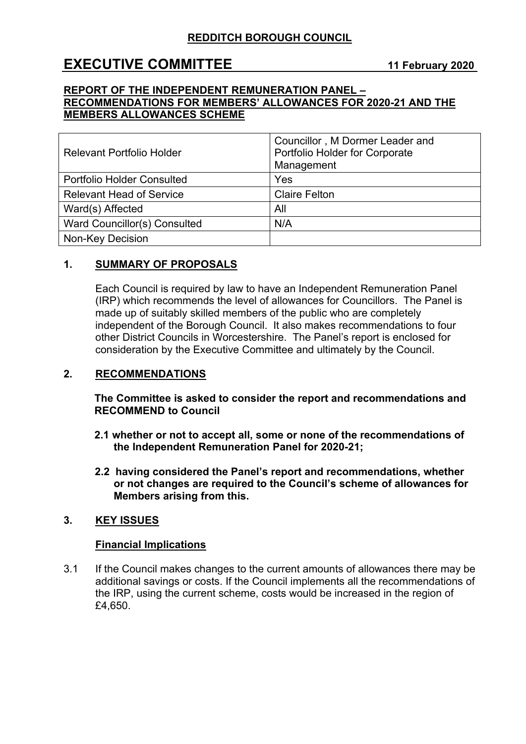**REDDITCH BOROUGH COUNCIL**

# EXECUTIVE COMMITTEE 11 February 2020

**REPORT OF THE INDEPENDENT REMUNERATION PANEL – RECOMMENDATIONS FOR MEMBERS' ALLOWANCES FOR 2020-21 AND THE MEMBERS ALLOWANCES SCHEME**

| Relevant Portfolio Holder | Councillor , M Dormer Leader and Portfolio Holder for Corporate Management |
|---|---|
| Portfolio Holder Consulted | Yes |
| Relevant Head of Service | Claire Felton |
| Ward(s) Affected | All |
| Ward Councillor(s) Consulted | N/A |
| Non-Key Decision | |

## 1. SUMMARY OF PROPOSALS

Each Council is required by law to have an Independent Remuneration Panel (IRP) which recommends the level of allowances for Councillors. The Panel is made up of suitably skilled members of the public who are completely independent of the Borough Council. It also makes recommendations to four other District Councils in Worcestershire. The Panel's report is enclosed for consideration by the Executive Committee and ultimately by the Council.

## 2. RECOMMENDATIONS

**The Committee is asked to consider the report and recommendations and RECOMMEND to Council**

**2.1 whether or not to accept all, some or none of the recommendations of the Independent Remuneration Panel for 2020-21;**

**2.2 having considered the Panel's report and recommendations, whether or not changes are required to the Council's scheme of allowances for Members arising from this.**

## 3. KEY ISSUES

**Financial Implications**

3.1 If the Council makes changes to the current amounts of allowances there may be additional savings or costs. If the Council implements all the recommendations of the IRP, using the current scheme, costs would be increased in the region of £4,650.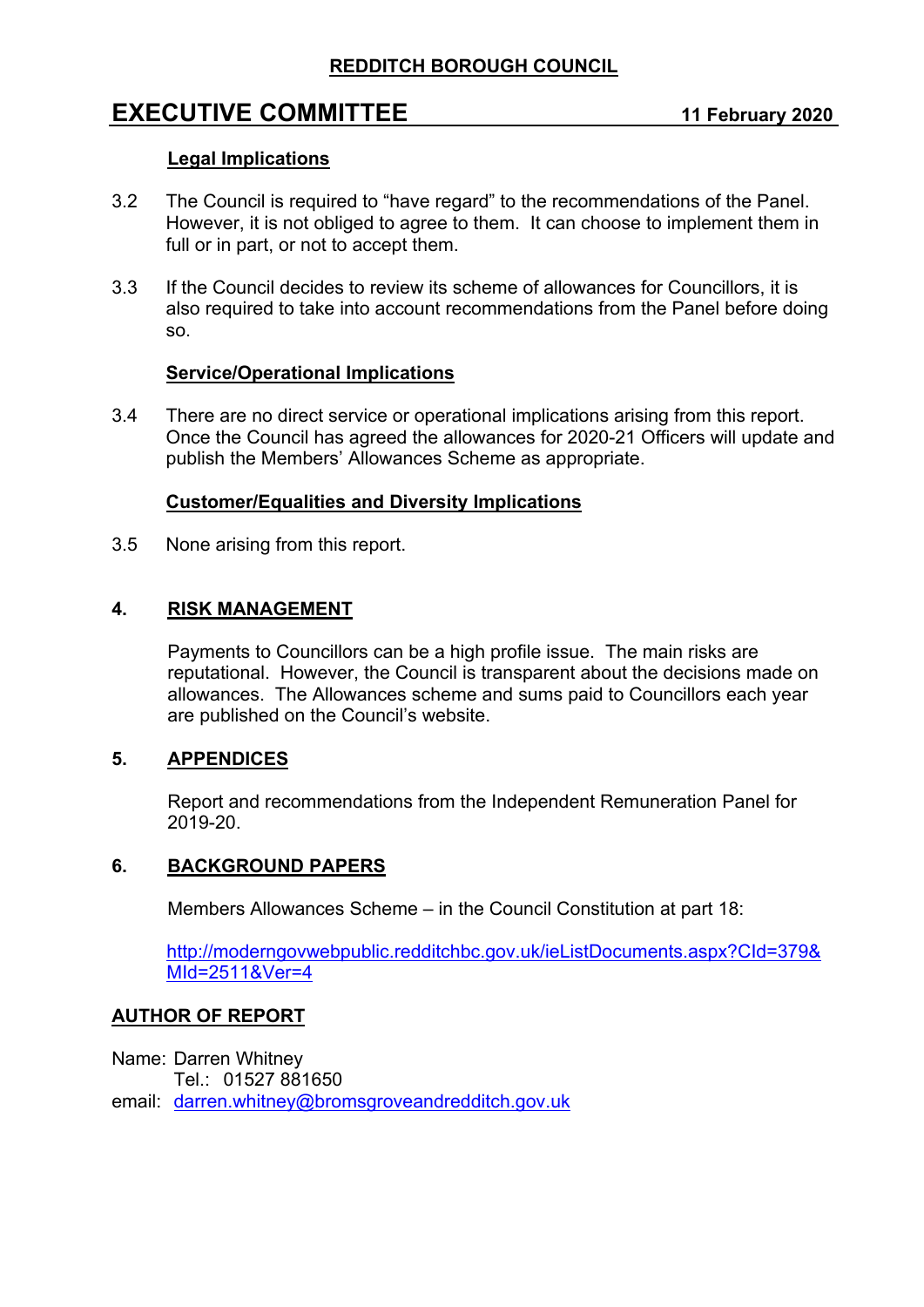### Legal Implications

3.2 The Council is required to "have regard" to the recommendations of the Panel. However, it is not obliged to agree to them. It can choose to implement them in full or in part, or not to accept them.

3.3 If the Council decides to review its scheme of allowances for Councillors, it is also required to take into account recommendations from the Panel before doing so.

### Service/Operational Implications

3.4 There are no direct service or operational implications arising from this report. Once the Council has agreed the allowances for 2020-21 Officers will update and publish the Members' Allowances Scheme as appropriate.

### Customer/Equalities and Diversity Implications

3.5 None arising from this report.

## 4. RISK MANAGEMENT

Payments to Councillors can be a high profile issue. The main risks are reputational. However, the Council is transparent about the decisions made on allowances. The Allowances scheme and sums paid to Councillors each year are published on the Council's website.

## 5. APPENDICES

Report and recommendations from the Independent Remuneration Panel for 2019-20.

## 6. BACKGROUND PAPERS

Members Allowances Scheme – in the Council Constitution at part 18:

http://moderngovwebpublic.redditchbc.gov.uk/ieListDocuments.aspx?CId=379&MId=2511&Ver=4

## AUTHOR OF REPORT

Name: Darren Whitney
Tel.: 01527 881650
email: darren.whitney@bromsgroveandredditch.gov.uk